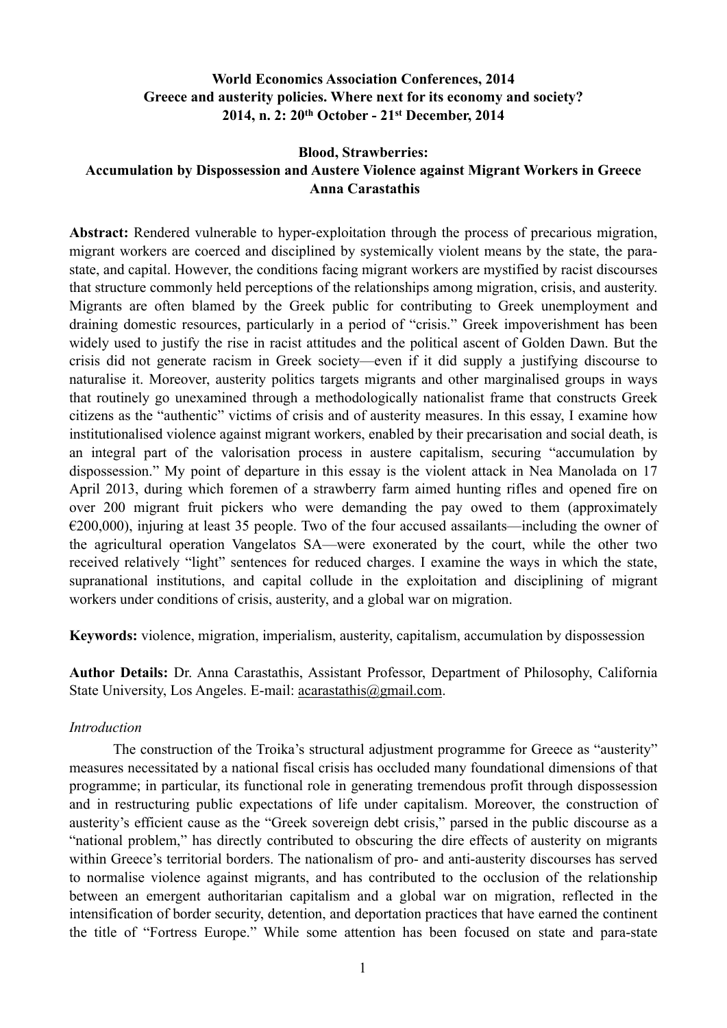**World Economics Association Conferences, 2014**
**Greece and austerity policies. Where next for its economy and society?**
**2014, n. 2: 20th October - 21st December, 2014**

# Blood, Strawberries: Accumulation by Dispossession and Austere Violence against Migrant Workers in Greece

**Anna Carastathis**

**Abstract:** Rendered vulnerable to hyper-exploitation through the process of precarious migration, migrant workers are coerced and disciplined by systemically violent means by the state, the para-state, and capital. However, the conditions facing migrant workers are mystified by racist discourses that structure commonly held perceptions of the relationships among migration, crisis, and austerity. Migrants are often blamed by the Greek public for contributing to Greek unemployment and draining domestic resources, particularly in a period of "crisis." Greek impoverishment has been widely used to justify the rise in racist attitudes and the political ascent of Golden Dawn. But the crisis did not generate racism in Greek society—even if it did supply a justifying discourse to naturalise it. Moreover, austerity politics targets migrants and other marginalised groups in ways that routinely go unexamined through a methodologically nationalist frame that constructs Greek citizens as the "authentic" victims of crisis and of austerity measures. In this essay, I examine how institutionalised violence against migrant workers, enabled by their precarisation and social death, is an integral part of the valorisation process in austere capitalism, securing "accumulation by dispossession." My point of departure in this essay is the violent attack in Nea Manolada on 17 April 2013, during which foremen of a strawberry farm aimed hunting rifles and opened fire on over 200 migrant fruit pickers who were demanding the pay owed to them (approximately €200,000), injuring at least 35 people. Two of the four accused assailants—including the owner of the agricultural operation Vangelatos SA—were exonerated by the court, while the other two received relatively "light" sentences for reduced charges. I examine the ways in which the state, supranational institutions, and capital collude in the exploitation and disciplining of migrant workers under conditions of crisis, austerity, and a global war on migration.

**Keywords:** violence, migration, imperialism, austerity, capitalism, accumulation by dispossession

**Author Details:** Dr. Anna Carastathis, Assistant Professor, Department of Philosophy, California State University, Los Angeles. E-mail: acarastathis@gmail.com.

## *Introduction*

The construction of the Troika's structural adjustment programme for Greece as "austerity" measures necessitated by a national fiscal crisis has occluded many foundational dimensions of that programme; in particular, its functional role in generating tremendous profit through dispossession and in restructuring public expectations of life under capitalism. Moreover, the construction of austerity's efficient cause as the "Greek sovereign debt crisis," parsed in the public discourse as a "national problem," has directly contributed to obscuring the dire effects of austerity on migrants within Greece's territorial borders. The nationalism of pro- and anti-austerity discourses has served to normalise violence against migrants, and has contributed to the occlusion of the relationship between an emergent authoritarian capitalism and a global war on migration, reflected in the intensification of border security, detention, and deportation practices that have earned the continent the title of "Fortress Europe." While some attention has been focused on state and para-state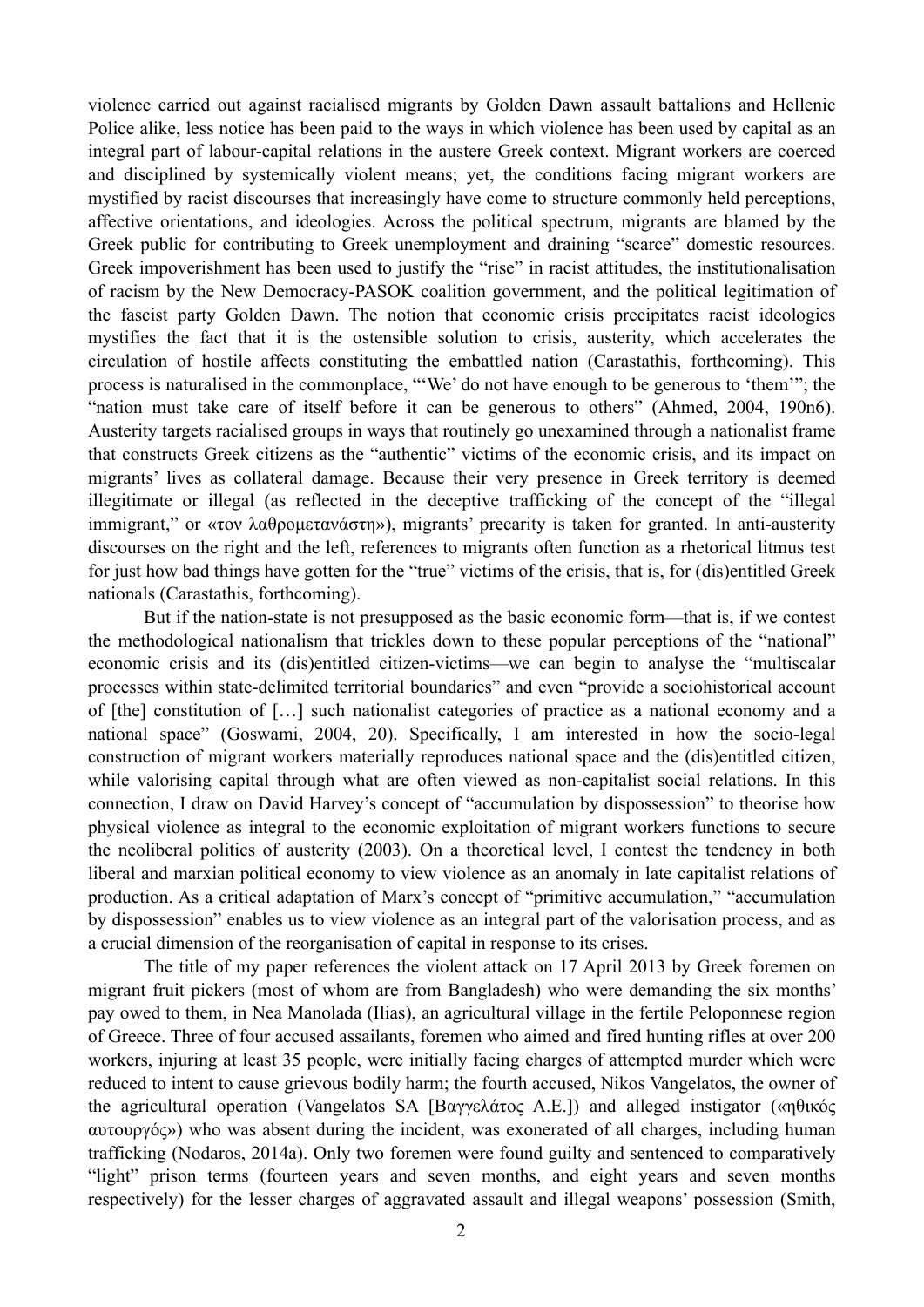violence carried out against racialised migrants by Golden Dawn assault battalions and Hellenic Police alike, less notice has been paid to the ways in which violence has been used by capital as an integral part of labour-capital relations in the austere Greek context. Migrant workers are coerced and disciplined by systemically violent means; yet, the conditions facing migrant workers are mystified by racist discourses that increasingly have come to structure commonly held perceptions, affective orientations, and ideologies. Across the political spectrum, migrants are blamed by the Greek public for contributing to Greek unemployment and draining "scarce" domestic resources. Greek impoverishment has been used to justify the "rise" in racist attitudes, the institutionalisation of racism by the New Democracy-PASOK coalition government, and the political legitimation of the fascist party Golden Dawn. The notion that economic crisis precipitates racist ideologies mystifies the fact that it is the ostensible solution to crisis, austerity, which accelerates the circulation of hostile affects constituting the embattled nation (Carastathis, forthcoming). This process is naturalised in the commonplace, "'We' do not have enough to be generous to 'them'"; the "nation must take care of itself before it can be generous to others" (Ahmed, 2004, 190n6). Austerity targets racialised groups in ways that routinely go unexamined through a nationalist frame that constructs Greek citizens as the "authentic" victims of the economic crisis, and its impact on migrants' lives as collateral damage. Because their very presence in Greek territory is deemed illegitimate or illegal (as reflected in the deceptive trafficking of the concept of the "illegal immigrant," or «τον λαθρομετανάστη»), migrants' precarity is taken for granted. In anti-austerity discourses on the right and the left, references to migrants often function as a rhetorical litmus test for just how bad things have gotten for the "true" victims of the crisis, that is, for (dis)entitled Greek nationals (Carastathis, forthcoming).

But if the nation-state is not presupposed as the basic economic form—that is, if we contest the methodological nationalism that trickles down to these popular perceptions of the "national" economic crisis and its (dis)entitled citizen-victims—we can begin to analyse the "multiscalar processes within state-delimited territorial boundaries" and even "provide a sociohistorical account of [the] constitution of […] such nationalist categories of practice as a national economy and a national space" (Goswami, 2004, 20). Specifically, I am interested in how the socio-legal construction of migrant workers materially reproduces national space and the (dis)entitled citizen, while valorising capital through what are often viewed as non-capitalist social relations. In this connection, I draw on David Harvey's concept of "accumulation by dispossession" to theorise how physical violence as integral to the economic exploitation of migrant workers functions to secure the neoliberal politics of austerity (2003). On a theoretical level, I contest the tendency in both liberal and marxian political economy to view violence as an anomaly in late capitalist relations of production. As a critical adaptation of Marx's concept of "primitive accumulation," "accumulation by dispossession" enables us to view violence as an integral part of the valorisation process, and as a crucial dimension of the reorganisation of capital in response to its crises.

The title of my paper references the violent attack on 17 April 2013 by Greek foremen on migrant fruit pickers (most of whom are from Bangladesh) who were demanding the six months' pay owed to them, in Nea Manolada (Ilias), an agricultural village in the fertile Peloponnese region of Greece. Three of four accused assailants, foremen who aimed and fired hunting rifles at over 200 workers, injuring at least 35 people, were initially facing charges of attempted murder which were reduced to intent to cause grievous bodily harm; the fourth accused, Nikos Vangelatos, the owner of the agricultural operation (Vangelatos SA [Βαγγελάτος Α.Ε.]) and alleged instigator («ηθικός αυτουργός») who was absent during the incident, was exonerated of all charges, including human trafficking (Nodaros, 2014a). Only two foremen were found guilty and sentenced to comparatively "light" prison terms (fourteen years and seven months, and eight years and seven months respectively) for the lesser charges of aggravated assault and illegal weapons' possession (Smith,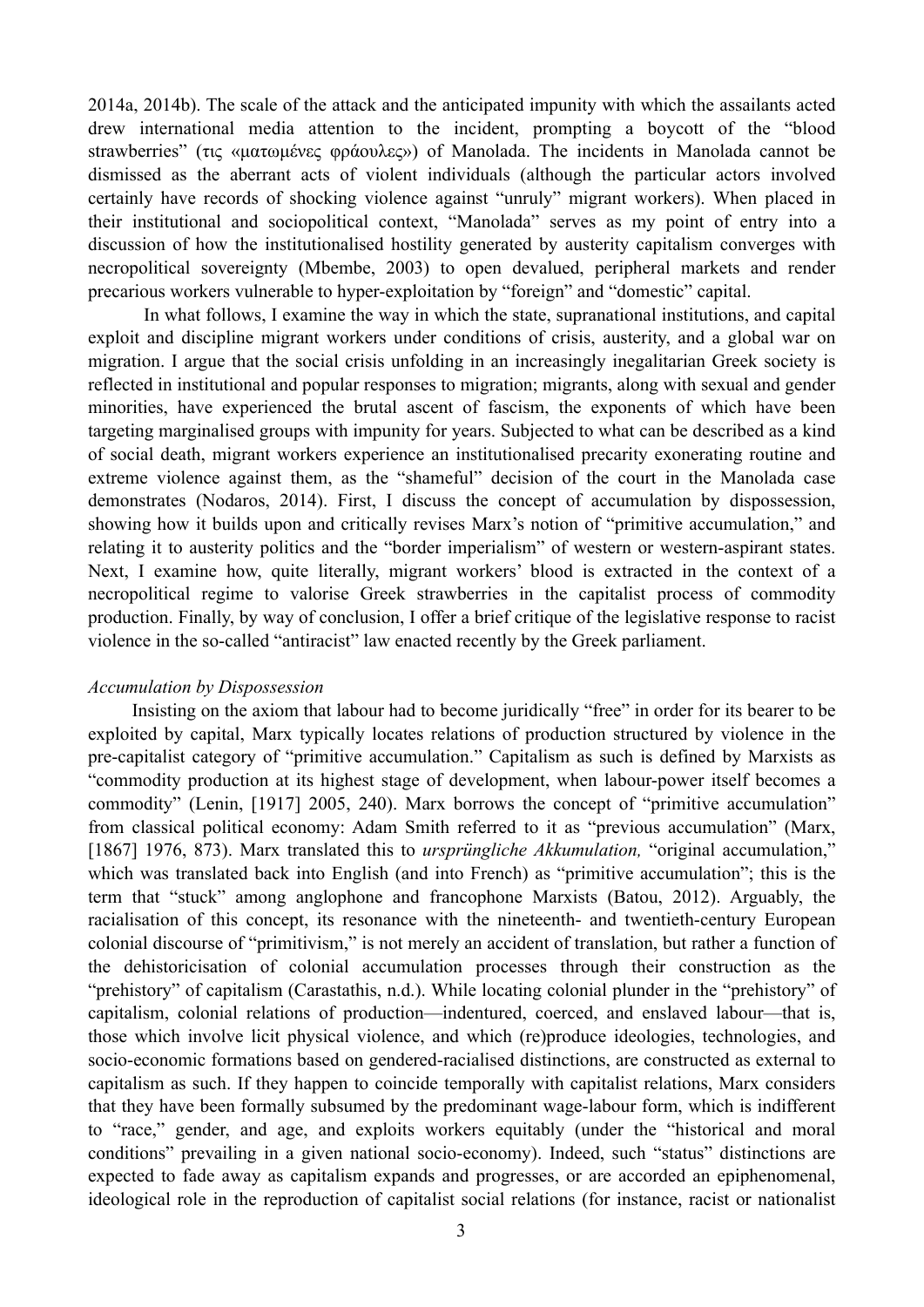2014a, 2014b). The scale of the attack and the anticipated impunity with which the assailants acted drew international media attention to the incident, prompting a boycott of the "blood strawberries" (τις «ματωμένες φράουλες») of Manolada. The incidents in Manolada cannot be dismissed as the aberrant acts of violent individuals (although the particular actors involved certainly have records of shocking violence against "unruly" migrant workers). When placed in their institutional and sociopolitical context, "Manolada" serves as my point of entry into a discussion of how the institutionalised hostility generated by austerity capitalism converges with necropolitical sovereignty (Mbembe, 2003) to open devalued, peripheral markets and render precarious workers vulnerable to hyper-exploitation by "foreign" and "domestic" capital.

In what follows, I examine the way in which the state, supranational institutions, and capital exploit and discipline migrant workers under conditions of crisis, austerity, and a global war on migration. I argue that the social crisis unfolding in an increasingly inegalitarian Greek society is reflected in institutional and popular responses to migration; migrants, along with sexual and gender minorities, have experienced the brutal ascent of fascism, the exponents of which have been targeting marginalised groups with impunity for years. Subjected to what can be described as a kind of social death, migrant workers experience an institutionalised precarity exonerating routine and extreme violence against them, as the "shameful" decision of the court in the Manolada case demonstrates (Nodaros, 2014). First, I discuss the concept of accumulation by dispossession, showing how it builds upon and critically revises Marx's notion of "primitive accumulation," and relating it to austerity politics and the "border imperialism" of western or western-aspirant states. Next, I examine how, quite literally, migrant workers' blood is extracted in the context of a necropolitical regime to valorise Greek strawberries in the capitalist process of commodity production. Finally, by way of conclusion, I offer a brief critique of the legislative response to racist violence in the so-called "antiracist" law enacted recently by the Greek parliament.

*Accumulation by Dispossession*

Insisting on the axiom that labour had to become juridically "free" in order for its bearer to be exploited by capital, Marx typically locates relations of production structured by violence in the pre-capitalist category of "primitive accumulation." Capitalism as such is defined by Marxists as "commodity production at its highest stage of development, when labour-power itself becomes a commodity" (Lenin, [1917] 2005, 240). Marx borrows the concept of "primitive accumulation" from classical political economy: Adam Smith referred to it as "previous accumulation" (Marx, [1867] 1976, 873). Marx translated this to *ursprüngliche Akkumulation,* "original accumulation," which was translated back into English (and into French) as "primitive accumulation"; this is the term that "stuck" among anglophone and francophone Marxists (Batou, 2012). Arguably, the racialisation of this concept, its resonance with the nineteenth- and twentieth-century European colonial discourse of "primitivism," is not merely an accident of translation, but rather a function of the dehistoricisation of colonial accumulation processes through their construction as the "prehistory" of capitalism (Carastathis, n.d.). While locating colonial plunder in the "prehistory" of capitalism, colonial relations of production—indentured, coerced, and enslaved labour—that is, those which involve licit physical violence, and which (re)produce ideologies, technologies, and socio-economic formations based on gendered-racialised distinctions, are constructed as external to capitalism as such. If they happen to coincide temporally with capitalist relations, Marx considers that they have been formally subsumed by the predominant wage-labour form, which is indifferent to "race," gender, and age, and exploits workers equitably (under the "historical and moral conditions" prevailing in a given national socio-economy). Indeed, such "status" distinctions are expected to fade away as capitalism expands and progresses, or are accorded an epiphenomenal, ideological role in the reproduction of capitalist social relations (for instance, racist or nationalist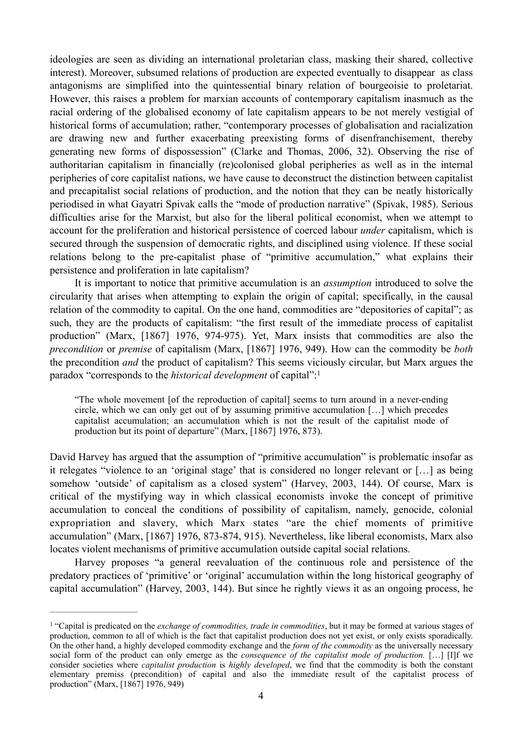ideologies are seen as dividing an international proletarian class, masking their shared, collective interest). Moreover, subsumed relations of production are expected eventually to disappear as class antagonisms are simplified into the quintessential binary relation of bourgeoisie to proletariat. However, this raises a problem for marxian accounts of contemporary capitalism inasmuch as the racial ordering of the globalised economy of late capitalism appears to be not merely vestigial of historical forms of accumulation; rather, "contemporary processes of globalisation and racialization are drawing new and further exacerbating preexisting forms of disenfranchisement, thereby generating new forms of dispossession" (Clarke and Thomas, 2006, 32). Observing the rise of authoritarian capitalism in financially (re)colonised global peripheries as well as in the internal peripheries of core capitalist nations, we have cause to deconstruct the distinction between capitalist and precapitalist social relations of production, and the notion that they can be neatly historically periodised in what Gayatri Spivak calls the "mode of production narrative" (Spivak, 1985). Serious difficulties arise for the Marxist, but also for the liberal political economist, when we attempt to account for the proliferation and historical persistence of coerced labour *under* capitalism, which is secured through the suspension of democratic rights, and disciplined using violence. If these social relations belong to the pre-capitalist phase of "primitive accumulation," what explains their persistence and proliferation in late capitalism?

It is important to notice that primitive accumulation is an *assumption* introduced to solve the circularity that arises when attempting to explain the origin of capital; specifically, in the causal relation of the commodity to capital. On the one hand, commodities are "depositories of capital"; as such, they are the products of capitalism: "the first result of the immediate process of capitalist production" (Marx, [1867] 1976, 974-975). Yet, Marx insists that commodities are also the *precondition* or *premise* of capitalism (Marx, [1867] 1976, 949). How can the commodity be *both* the precondition *and* the product of capitalism? This seems viciously circular, but Marx argues the paradox "corresponds to the *historical development* of capital":[1]

> "The whole movement [of the reproduction of capital] seems to turn around in a never-ending circle, which we can only get out of by assuming primitive accumulation […] which precedes capitalist accumulation; an accumulation which is not the result of the capitalist mode of production but its point of departure" (Marx, [1867] 1976, 873).

David Harvey has argued that the assumption of "primitive accumulation" is problematic insofar as it relegates "violence to an 'original stage' that is considered no longer relevant or […] as being somehow 'outside' of capitalism as a closed system" (Harvey, 2003, 144). Of course, Marx is critical of the mystifying way in which classical economists invoke the concept of primitive accumulation to conceal the conditions of possibility of capitalism, namely, genocide, colonial expropriation and slavery, which Marx states "are the chief moments of primitive accumulation" (Marx, [1867] 1976, 873-874, 915). Nevertheless, like liberal economists, Marx also locates violent mechanisms of primitive accumulation outside capital social relations.

Harvey proposes "a general reevaluation of the continuous role and persistence of the predatory practices of 'primitive' or 'original' accumulation within the long historical geography of capital accumulation" (Harvey, 2003, 144). But since he rightly views it as an ongoing process, he

---

[1] "Capital is predicated on the *exchange of commodities, trade in commodities*, but it may be formed at various stages of production, common to all of which is the fact that capitalist production does not yet exist, or only exists sporadically. On the other hand, a highly developed commodity exchange and the *form of the commodity* as the universally necessary social form of the product can only emerge as the *consequence of the capitalist mode of production.* […] [I]f we consider societies where *capitalist production* is *highly developed*, we find that the commodity is both the constant elementary premiss (precondition) of capital and also the immediate result of the capitalist process of production" (Marx, [1867] 1976, 949)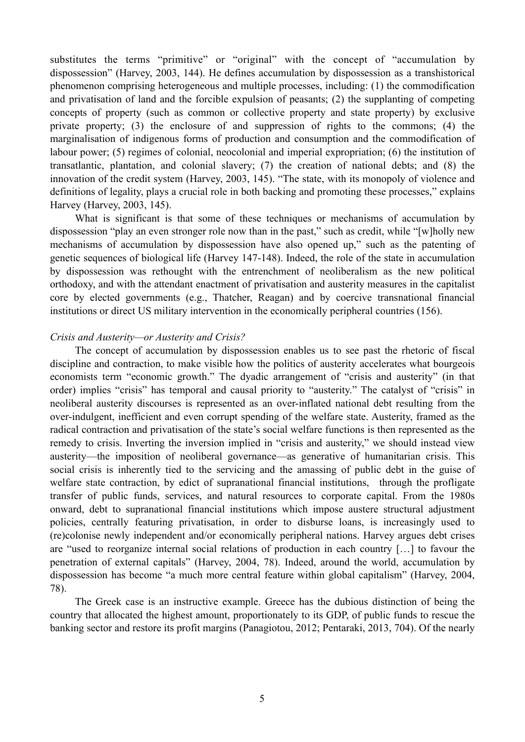substitutes the terms "primitive" or "original" with the concept of "accumulation by dispossession" (Harvey, 2003, 144). He defines accumulation by dispossession as a transhistorical phenomenon comprising heterogeneous and multiple processes, including: (1) the commodification and privatisation of land and the forcible expulsion of peasants; (2) the supplanting of competing concepts of property (such as common or collective property and state property) by exclusive private property; (3) the enclosure of and suppression of rights to the commons; (4) the marginalisation of indigenous forms of production and consumption and the commodification of labour power; (5) regimes of colonial, neocolonial and imperial expropriation; (6) the institution of transatlantic, plantation, and colonial slavery; (7) the creation of national debts; and (8) the innovation of the credit system (Harvey, 2003, 145). "The state, with its monopoly of violence and definitions of legality, plays a crucial role in both backing and promoting these processes," explains Harvey (Harvey, 2003, 145).

What is significant is that some of these techniques or mechanisms of accumulation by dispossession "play an even stronger role now than in the past," such as credit, while "[w]holly new mechanisms of accumulation by dispossession have also opened up," such as the patenting of genetic sequences of biological life (Harvey 147-148). Indeed, the role of the state in accumulation by dispossession was rethought with the entrenchment of neoliberalism as the new political orthodoxy, and with the attendant enactment of privatisation and austerity measures in the capitalist core by elected governments (e.g., Thatcher, Reagan) and by coercive transnational financial institutions or direct US military intervention in the economically peripheral countries (156).

*Crisis and Austerity—or Austerity and Crisis?*

The concept of accumulation by dispossession enables us to see past the rhetoric of fiscal discipline and contraction, to make visible how the politics of austerity accelerates what bourgeois economists term "economic growth." The dyadic arrangement of "crisis and austerity" (in that order) implies "crisis" has temporal and causal priority to "austerity." The catalyst of "crisis" in neoliberal austerity discourses is represented as an over-inflated national debt resulting from the over-indulgent, inefficient and even corrupt spending of the welfare state. Austerity, framed as the radical contraction and privatisation of the state's social welfare functions is then represented as the remedy to crisis. Inverting the inversion implied in "crisis and austerity," we should instead view austerity—the imposition of neoliberal governance—as generative of humanitarian crisis. This social crisis is inherently tied to the servicing and the amassing of public debt in the guise of welfare state contraction, by edict of supranational financial institutions, through the profligate transfer of public funds, services, and natural resources to corporate capital. From the 1980s onward, debt to supranational financial institutions which impose austere structural adjustment policies, centrally featuring privatisation, in order to disburse loans, is increasingly used to (re)colonise newly independent and/or economically peripheral nations. Harvey argues debt crises are "used to reorganize internal social relations of production in each country […] to favour the penetration of external capitals" (Harvey, 2004, 78). Indeed, around the world, accumulation by dispossession has become "a much more central feature within global capitalism" (Harvey, 2004, 78).

The Greek case is an instructive example. Greece has the dubious distinction of being the country that allocated the highest amount, proportionately to its GDP, of public funds to rescue the banking sector and restore its profit margins (Panagiotou, 2012; Pentaraki, 2013, 704). Of the nearly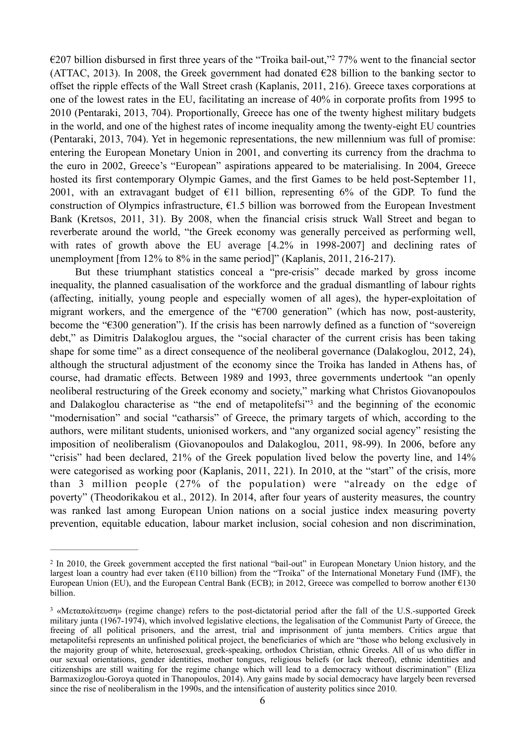€207 billion disbursed in first three years of the "Troika bail-out,"[2] 77% went to the financial sector (ATTAC, 2013). In 2008, the Greek government had donated €28 billion to the banking sector to offset the ripple effects of the Wall Street crash (Kaplanis, 2011, 216). Greece taxes corporations at one of the lowest rates in the EU, facilitating an increase of 40% in corporate profits from 1995 to 2010 (Pentaraki, 2013, 704). Proportionally, Greece has one of the twenty highest military budgets in the world, and one of the highest rates of income inequality among the twenty-eight EU countries (Pentaraki, 2013, 704). Yet in hegemonic representations, the new millennium was full of promise: entering the European Monetary Union in 2001, and converting its currency from the drachma to the euro in 2002, Greece's "European" aspirations appeared to be materialising. In 2004, Greece hosted its first contemporary Olympic Games, and the first Games to be held post-September 11, 2001, with an extravagant budget of €11 billion, representing 6% of the GDP. To fund the construction of Olympics infrastructure, €1.5 billion was borrowed from the European Investment Bank (Kretsos, 2011, 31). By 2008, when the financial crisis struck Wall Street and began to reverberate around the world, "the Greek economy was generally perceived as performing well, with rates of growth above the EU average [4.2% in 1998-2007] and declining rates of unemployment [from 12% to 8% in the same period]" (Kaplanis, 2011, 216-217).

But these triumphant statistics conceal a "pre-crisis" decade marked by gross income inequality, the planned casualisation of the workforce and the gradual dismantling of labour rights (affecting, initially, young people and especially women of all ages), the hyper-exploitation of migrant workers, and the emergence of the "€700 generation" (which has now, post-austerity, become the "€300 generation"). If the crisis has been narrowly defined as a function of "sovereign debt," as Dimitris Dalakoglou argues, the "social character of the current crisis has been taking shape for some time" as a direct consequence of the neoliberal governance (Dalakoglou, 2012, 24), although the structural adjustment of the economy since the Troika has landed in Athens has, of course, had dramatic effects. Between 1989 and 1993, three governments undertook "an openly neoliberal restructuring of the Greek economy and society," marking what Christos Giovanopoulos and Dalakoglou characterise as "the end of metapolitefsi"[3] and the beginning of the economic "modernisation" and social "catharsis" of Greece, the primary targets of which, according to the authors, were militant students, unionised workers, and "any organized social agency" resisting the imposition of neoliberalism (Giovanopoulos and Dalakoglou, 2011, 98-99). In 2006, before any "crisis" had been declared, 21% of the Greek population lived below the poverty line, and 14% were categorised as working poor (Kaplanis, 2011, 221). In 2010, at the "start" of the crisis, more than 3 million people (27% of the population) were "already on the edge of poverty" (Theodorikakou et al., 2012). In 2014, after four years of austerity measures, the country was ranked last among European Union nations on a social justice index measuring poverty prevention, equitable education, labour market inclusion, social cohesion and non discrimination,

---

[2] In 2010, the Greek government accepted the first national "bail-out" in European Monetary Union history, and the largest loan a country had ever taken (€110 billion) from the "Troika" of the International Monetary Fund (IMF), the European Union (EU), and the European Central Bank (ECB); in 2012, Greece was compelled to borrow another €130 billion.

[3] «Μεταπολίτευση» (regime change) refers to the post-dictatorial period after the fall of the U.S.-supported Greek military junta (1967-1974), which involved legislative elections, the legalisation of the Communist Party of Greece, the freeing of all political prisoners, and the arrest, trial and imprisonment of junta members. Critics argue that metapolitefsi represents an unfinished political project, the beneficiaries of which are "those who belong exclusively in the majority group of white, heterosexual, greek-speaking, orthodox Christian, ethnic Greeks. All of us who differ in our sexual orientations, gender identities, mother tongues, religious beliefs (or lack thereof), ethnic identities and citizenships are still waiting for the regime change which will lead to a democracy without discrimination" (Eliza Barmaxizoglou-Goroya quoted in Thanopoulos, 2014). Any gains made by social democracy have largely been reversed since the rise of neoliberalism in the 1990s, and the intensification of austerity politics since 2010.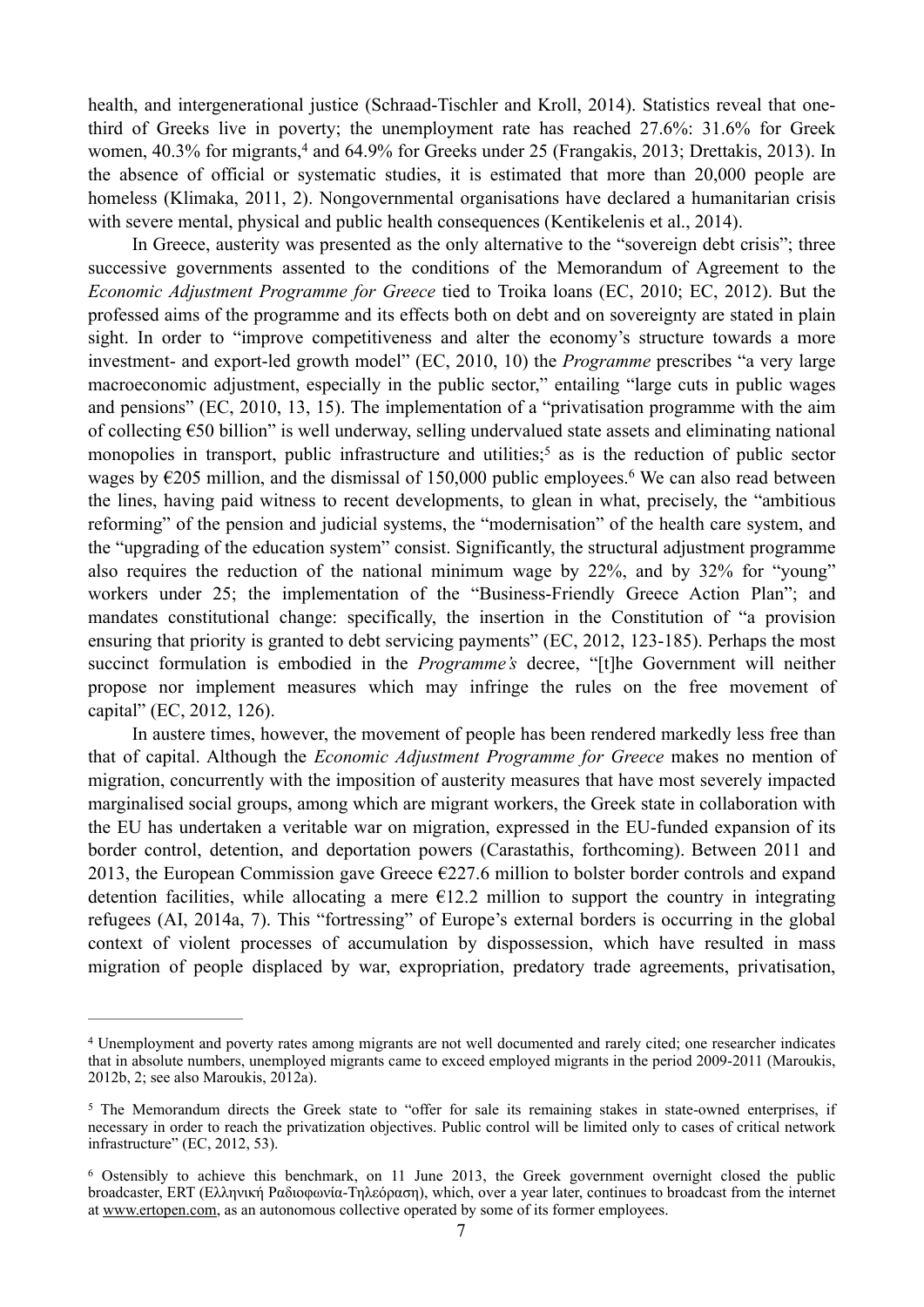health, and intergenerational justice (Schraad-Tischler and Kroll, 2014). Statistics reveal that one-third of Greeks live in poverty; the unemployment rate has reached 27.6%: 31.6% for Greek women, 40.3% for migrants,[4] and 64.9% for Greeks under 25 (Frangakis, 2013; Drettakis, 2013). In the absence of official or systematic studies, it is estimated that more than 20,000 people are homeless (Klimaka, 2011, 2). Nongovernmental organisations have declared a humanitarian crisis with severe mental, physical and public health consequences (Kentikelenis et al., 2014).

In Greece, austerity was presented as the only alternative to the "sovereign debt crisis"; three successive governments assented to the conditions of the Memorandum of Agreement to the *Economic Adjustment Programme for Greece* tied to Troika loans (EC, 2010; EC, 2012). But the professed aims of the programme and its effects both on debt and on sovereignty are stated in plain sight. In order to "improve competitiveness and alter the economy's structure towards a more investment- and export-led growth model" (EC, 2010, 10) the *Programme* prescribes "a very large macroeconomic adjustment, especially in the public sector," entailing "large cuts in public wages and pensions" (EC, 2010, 13, 15). The implementation of a "privatisation programme with the aim of collecting €50 billion" is well underway, selling undervalued state assets and eliminating national monopolies in transport, public infrastructure and utilities;[5] as is the reduction of public sector wages by €205 million, and the dismissal of 150,000 public employees.[6] We can also read between the lines, having paid witness to recent developments, to glean in what, precisely, the "ambitious reforming" of the pension and judicial systems, the "modernisation" of the health care system, and the "upgrading of the education system" consist. Significantly, the structural adjustment programme also requires the reduction of the national minimum wage by 22%, and by 32% for "young" workers under 25; the implementation of the "Business-Friendly Greece Action Plan"; and mandates constitutional change: specifically, the insertion in the Constitution of "a provision ensuring that priority is granted to debt servicing payments" (EC, 2012, 123-185). Perhaps the most succinct formulation is embodied in the *Programme's* decree, "[t]he Government will neither propose nor implement measures which may infringe the rules on the free movement of capital" (EC, 2012, 126).

In austere times, however, the movement of people has been rendered markedly less free than that of capital. Although the *Economic Adjustment Programme for Greece* makes no mention of migration, concurrently with the imposition of austerity measures that have most severely impacted marginalised social groups, among which are migrant workers, the Greek state in collaboration with the EU has undertaken a veritable war on migration, expressed in the EU-funded expansion of its border control, detention, and deportation powers (Carastathis, forthcoming). Between 2011 and 2013, the European Commission gave Greece €227.6 million to bolster border controls and expand detention facilities, while allocating a mere €12.2 million to support the country in integrating refugees (AI, 2014a, 7). This "fortressing" of Europe's external borders is occurring in the global context of violent processes of accumulation by dispossession, which have resulted in mass migration of people displaced by war, expropriation, predatory trade agreements, privatisation,

---

[4] Unemployment and poverty rates among migrants are not well documented and rarely cited; one researcher indicates that in absolute numbers, unemployed migrants came to exceed employed migrants in the period 2009-2011 (Maroukis, 2012b, 2; see also Maroukis, 2012a).

[5] The Memorandum directs the Greek state to "offer for sale its remaining stakes in state-owned enterprises, if necessary in order to reach the privatization objectives. Public control will be limited only to cases of critical network infrastructure" (EC, 2012, 53).

[6] Ostensibly to achieve this benchmark, on 11 June 2013, the Greek government overnight closed the public broadcaster, ERT (Ελληνική Ραδιοφωνία-Τηλεόραση), which, over a year later, continues to broadcast from the internet at www.ertopen.com, as an autonomous collective operated by some of its former employees.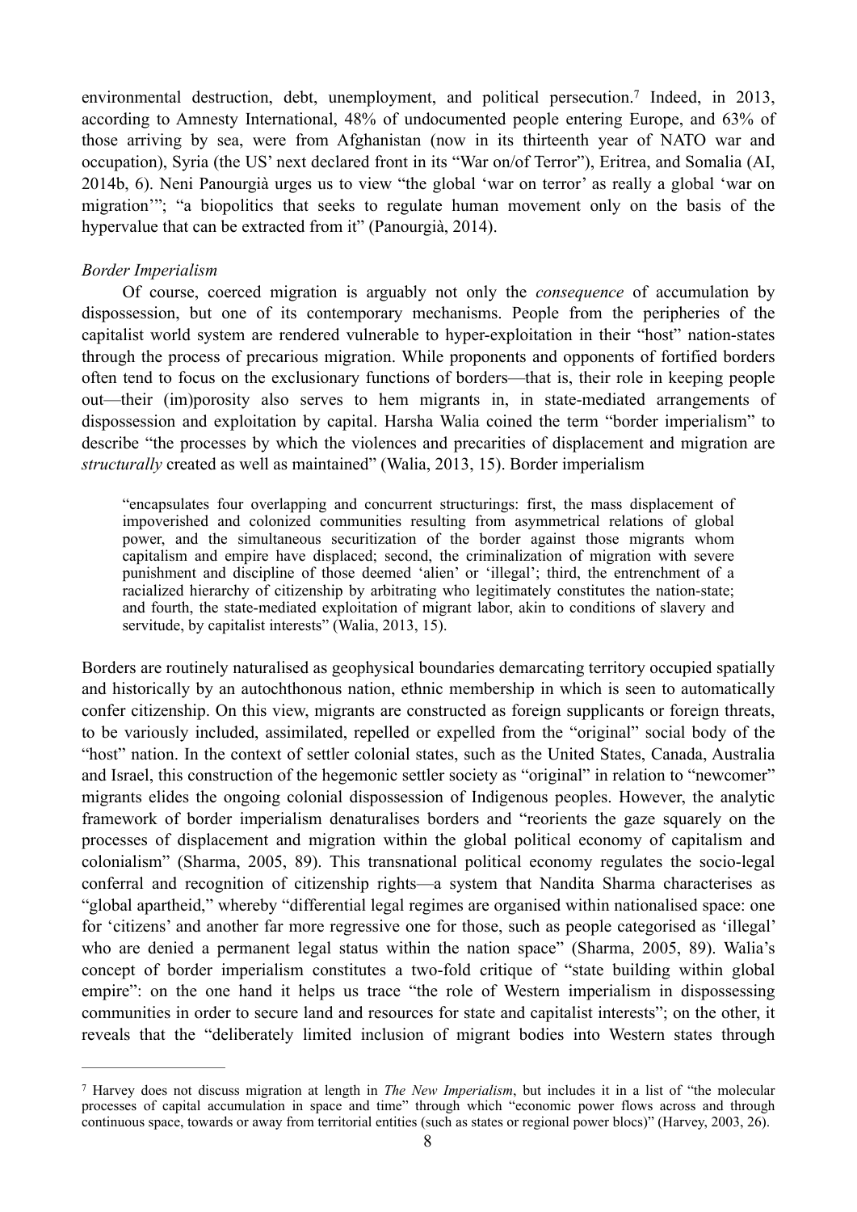environmental destruction, debt, unemployment, and political persecution.[7] Indeed, in 2013, according to Amnesty International, 48% of undocumented people entering Europe, and 63% of those arriving by sea, were from Afghanistan (now in its thirteenth year of NATO war and occupation), Syria (the US' next declared front in its "War on/of Terror"), Eritrea, and Somalia (AI, 2014b, 6). Neni Panourgià urges us to view "the global 'war on terror' as really a global 'war on migration'"; "a biopolitics that seeks to regulate human movement only on the basis of the hypervalue that can be extracted from it" (Panourgià, 2014).

*Border Imperialism*

Of course, coerced migration is arguably not only the *consequence* of accumulation by dispossession, but one of its contemporary mechanisms. People from the peripheries of the capitalist world system are rendered vulnerable to hyper-exploitation in their "host" nation-states through the process of precarious migration. While proponents and opponents of fortified borders often tend to focus on the exclusionary functions of borders—that is, their role in keeping people out—their (im)porosity also serves to hem migrants in, in state-mediated arrangements of dispossession and exploitation by capital. Harsha Walia coined the term "border imperialism" to describe "the processes by which the violences and precarities of displacement and migration are *structurally* created as well as maintained" (Walia, 2013, 15). Border imperialism

> "encapsulates four overlapping and concurrent structurings: first, the mass displacement of impoverished and colonized communities resulting from asymmetrical relations of global power, and the simultaneous securitization of the border against those migrants whom capitalism and empire have displaced; second, the criminalization of migration with severe punishment and discipline of those deemed 'alien' or 'illegal'; third, the entrenchment of a racialized hierarchy of citizenship by arbitrating who legitimately constitutes the nation-state; and fourth, the state-mediated exploitation of migrant labor, akin to conditions of slavery and servitude, by capitalist interests" (Walia, 2013, 15).

Borders are routinely naturalised as geophysical boundaries demarcating territory occupied spatially and historically by an autochthonous nation, ethnic membership in which is seen to automatically confer citizenship. On this view, migrants are constructed as foreign supplicants or foreign threats, to be variously included, assimilated, repelled or expelled from the "original" social body of the "host" nation. In the context of settler colonial states, such as the United States, Canada, Australia and Israel, this construction of the hegemonic settler society as "original" in relation to "newcomer" migrants elides the ongoing colonial dispossession of Indigenous peoples. However, the analytic framework of border imperialism denaturalises borders and "reorients the gaze squarely on the processes of displacement and migration within the global political economy of capitalism and colonialism" (Sharma, 2005, 89). This transnational political economy regulates the socio-legal conferral and recognition of citizenship rights—a system that Nandita Sharma characterises as "global apartheid," whereby "differential legal regimes are organised within nationalised space: one for 'citizens' and another far more regressive one for those, such as people categorised as 'illegal' who are denied a permanent legal status within the nation space" (Sharma, 2005, 89). Walia's concept of border imperialism constitutes a two-fold critique of "state building within global empire": on the one hand it helps us trace "the role of Western imperialism in dispossessing communities in order to secure land and resources for state and capitalist interests"; on the other, it reveals that the "deliberately limited inclusion of migrant bodies into Western states through

---

[7] Harvey does not discuss migration at length in *The New Imperialism*, but includes it in a list of "the molecular processes of capital accumulation in space and time" through which "economic power flows across and through continuous space, towards or away from territorial entities (such as states or regional power blocs)" (Harvey, 2003, 26).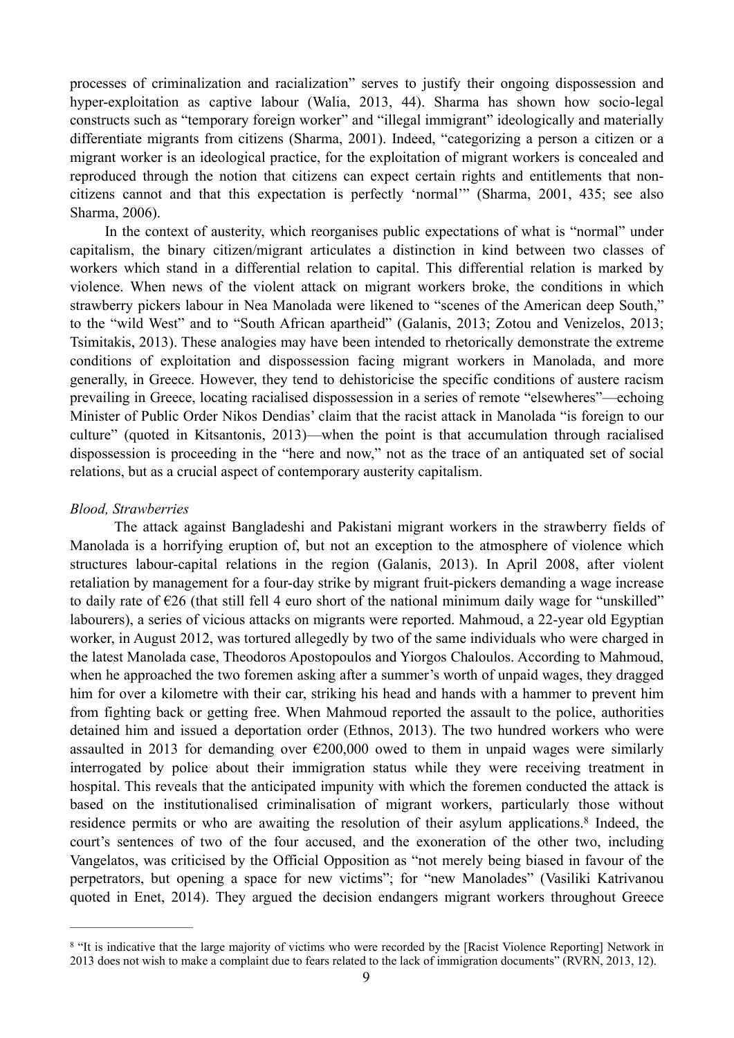processes of criminalization and racialization" serves to justify their ongoing dispossession and hyper-exploitation as captive labour (Walia, 2013, 44). Sharma has shown how socio-legal constructs such as "temporary foreign worker" and "illegal immigrant" ideologically and materially differentiate migrants from citizens (Sharma, 2001). Indeed, "categorizing a person a citizen or a migrant worker is an ideological practice, for the exploitation of migrant workers is concealed and reproduced through the notion that citizens can expect certain rights and entitlements that non-citizens cannot and that this expectation is perfectly 'normal'" (Sharma, 2001, 435; see also Sharma, 2006).

In the context of austerity, which reorganises public expectations of what is "normal" under capitalism, the binary citizen/migrant articulates a distinction in kind between two classes of workers which stand in a differential relation to capital. This differential relation is marked by violence. When news of the violent attack on migrant workers broke, the conditions in which strawberry pickers labour in Nea Manolada were likened to "scenes of the American deep South," to the "wild West" and to "South African apartheid" (Galanis, 2013; Zotou and Venizelos, 2013; Tsimitakis, 2013). These analogies may have been intended to rhetorically demonstrate the extreme conditions of exploitation and dispossession facing migrant workers in Manolada, and more generally, in Greece. However, they tend to dehistoricise the specific conditions of austere racism prevailing in Greece, locating racialised dispossession in a series of remote "elsewheres"—echoing Minister of Public Order Nikos Dendias' claim that the racist attack in Manolada "is foreign to our culture" (quoted in Kitsantonis, 2013)—when the point is that accumulation through racialised dispossession is proceeding in the "here and now," not as the trace of an antiquated set of social relations, but as a crucial aspect of contemporary austerity capitalism.

*Blood, Strawberries*

The attack against Bangladeshi and Pakistani migrant workers in the strawberry fields of Manolada is a horrifying eruption of, but not an exception to the atmosphere of violence which structures labour-capital relations in the region (Galanis, 2013). In April 2008, after violent retaliation by management for a four-day strike by migrant fruit-pickers demanding a wage increase to daily rate of €26 (that still fell 4 euro short of the national minimum daily wage for "unskilled" labourers), a series of vicious attacks on migrants were reported. Mahmoud, a 22-year old Egyptian worker, in August 2012, was tortured allegedly by two of the same individuals who were charged in the latest Manolada case, Theodoros Apostopoulos and Yiorgos Chaloulos. According to Mahmoud, when he approached the two foremen asking after a summer's worth of unpaid wages, they dragged him for over a kilometre with their car, striking his head and hands with a hammer to prevent him from fighting back or getting free. When Mahmoud reported the assault to the police, authorities detained him and issued a deportation order (Ethnos, 2013). The two hundred workers who were assaulted in 2013 for demanding over €200,000 owed to them in unpaid wages were similarly interrogated by police about their immigration status while they were receiving treatment in hospital. This reveals that the anticipated impunity with which the foremen conducted the attack is based on the institutionalised criminalisation of migrant workers, particularly those without residence permits or who are awaiting the resolution of their asylum applications.[8] Indeed, the court's sentences of two of the four accused, and the exoneration of the other two, including Vangelatos, was criticised by the Official Opposition as "not merely being biased in favour of the perpetrators, but opening a space for new victims"; for "new Manolades" (Vasiliki Katrivanou quoted in Enet, 2014). They argued the decision endangers migrant workers throughout Greece

[8] "It is indicative that the large majority of victims who were recorded by the [Racist Violence Reporting] Network in 2013 does not wish to make a complaint due to fears related to the lack of immigration documents" (RVRN, 2013, 12).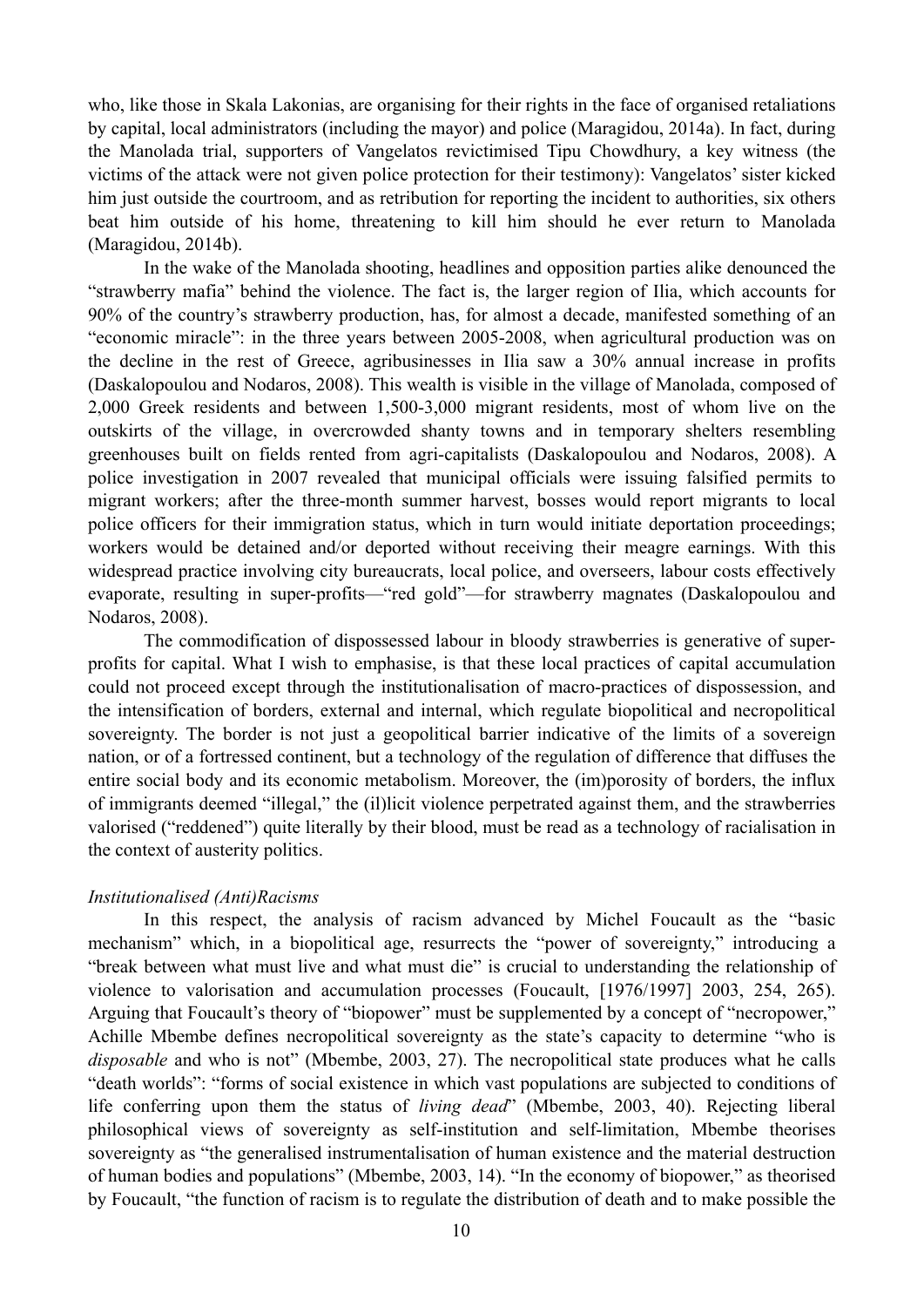who, like those in Skala Lakonias, are organising for their rights in the face of organised retaliations by capital, local administrators (including the mayor) and police (Maragidou, 2014a). In fact, during the Manolada trial, supporters of Vangelatos revictimised Tipu Chowdhury, a key witness (the victims of the attack were not given police protection for their testimony): Vangelatos' sister kicked him just outside the courtroom, and as retribution for reporting the incident to authorities, six others beat him outside of his home, threatening to kill him should he ever return to Manolada (Maragidou, 2014b).

In the wake of the Manolada shooting, headlines and opposition parties alike denounced the "strawberry mafia" behind the violence. The fact is, the larger region of Ilia, which accounts for 90% of the country's strawberry production, has, for almost a decade, manifested something of an "economic miracle": in the three years between 2005-2008, when agricultural production was on the decline in the rest of Greece, agribusinesses in Ilia saw a 30% annual increase in profits (Daskalopoulou and Nodaros, 2008). This wealth is visible in the village of Manolada, composed of 2,000 Greek residents and between 1,500-3,000 migrant residents, most of whom live on the outskirts of the village, in overcrowded shanty towns and in temporary shelters resembling greenhouses built on fields rented from agri-capitalists (Daskalopoulou and Nodaros, 2008). A police investigation in 2007 revealed that municipal officials were issuing falsified permits to migrant workers; after the three-month summer harvest, bosses would report migrants to local police officers for their immigration status, which in turn would initiate deportation proceedings; workers would be detained and/or deported without receiving their meagre earnings. With this widespread practice involving city bureaucrats, local police, and overseers, labour costs effectively evaporate, resulting in super-profits—"red gold"—for strawberry magnates (Daskalopoulou and Nodaros, 2008).

The commodification of dispossessed labour in bloody strawberries is generative of super-profits for capital. What I wish to emphasise, is that these local practices of capital accumulation could not proceed except through the institutionalisation of macro-practices of dispossession, and the intensification of borders, external and internal, which regulate biopolitical and necropolitical sovereignty. The border is not just a geopolitical barrier indicative of the limits of a sovereign nation, or of a fortressed continent, but a technology of the regulation of difference that diffuses the entire social body and its economic metabolism. Moreover, the (im)porosity of borders, the influx of immigrants deemed "illegal," the (il)licit violence perpetrated against them, and the strawberries valorised ("reddened") quite literally by their blood, must be read as a technology of racialisation in the context of austerity politics.

*Institutionalised (Anti)Racisms*

In this respect, the analysis of racism advanced by Michel Foucault as the "basic mechanism" which, in a biopolitical age, resurrects the "power of sovereignty," introducing a "break between what must live and what must die" is crucial to understanding the relationship of violence to valorisation and accumulation processes (Foucault, [1976/1997] 2003, 254, 265). Arguing that Foucault's theory of "biopower" must be supplemented by a concept of "necropower," Achille Mbembe defines necropolitical sovereignty as the state's capacity to determine "who is *disposable* and who is not" (Mbembe, 2003, 27). The necropolitical state produces what he calls "death worlds": "forms of social existence in which vast populations are subjected to conditions of life conferring upon them the status of *living dead*" (Mbembe, 2003, 40). Rejecting liberal philosophical views of sovereignty as self-institution and self-limitation, Mbembe theorises sovereignty as "the generalised instrumentalisation of human existence and the material destruction of human bodies and populations" (Mbembe, 2003, 14). "In the economy of biopower," as theorised by Foucault, "the function of racism is to regulate the distribution of death and to make possible the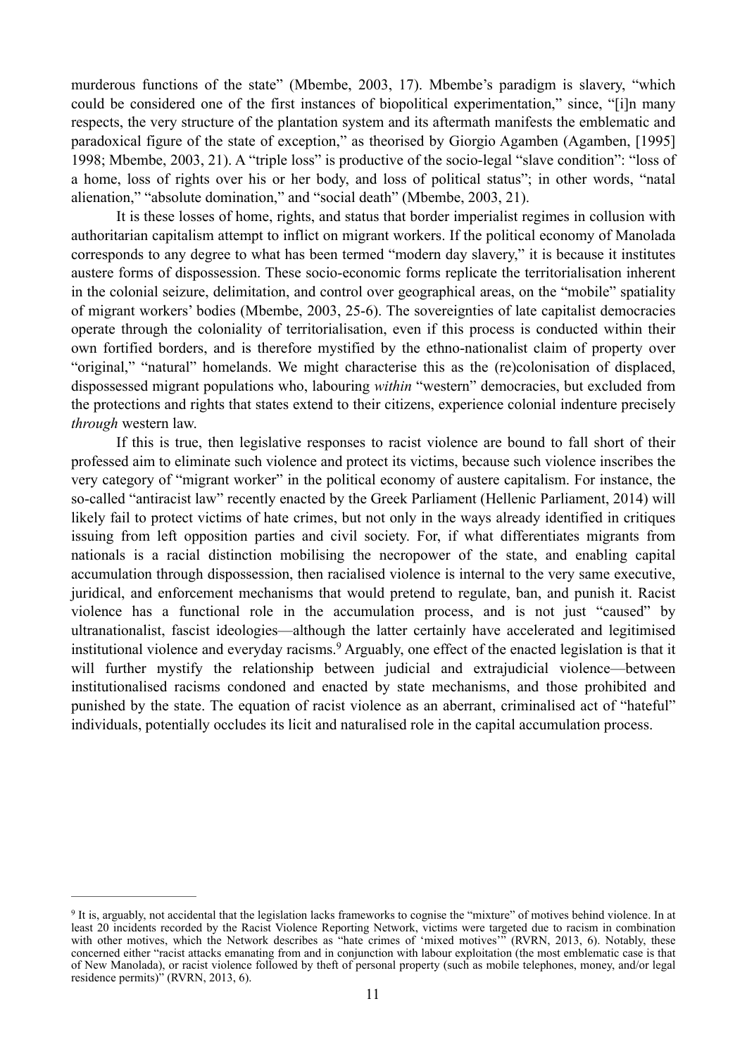murderous functions of the state" (Mbembe, 2003, 17). Mbembe's paradigm is slavery, "which could be considered one of the first instances of biopolitical experimentation," since, "[i]n many respects, the very structure of the plantation system and its aftermath manifests the emblematic and paradoxical figure of the state of exception," as theorised by Giorgio Agamben (Agamben, [1995] 1998; Mbembe, 2003, 21). A "triple loss" is productive of the socio-legal "slave condition": "loss of a home, loss of rights over his or her body, and loss of political status"; in other words, "natal alienation," "absolute domination," and "social death" (Mbembe, 2003, 21).

It is these losses of home, rights, and status that border imperialist regimes in collusion with authoritarian capitalism attempt to inflict on migrant workers. If the political economy of Manolada corresponds to any degree to what has been termed "modern day slavery," it is because it institutes austere forms of dispossession. These socio-economic forms replicate the territorialisation inherent in the colonial seizure, delimitation, and control over geographical areas, on the "mobile" spatiality of migrant workers' bodies (Mbembe, 2003, 25-6). The sovereignties of late capitalist democracies operate through the coloniality of territorialisation, even if this process is conducted within their own fortified borders, and is therefore mystified by the ethno-nationalist claim of property over "original," "natural" homelands. We might characterise this as the (re)colonisation of displaced, dispossessed migrant populations who, labouring *within* "western" democracies, but excluded from the protections and rights that states extend to their citizens, experience colonial indenture precisely *through* western law.

If this is true, then legislative responses to racist violence are bound to fall short of their professed aim to eliminate such violence and protect its victims, because such violence inscribes the very category of "migrant worker" in the political economy of austere capitalism. For instance, the so-called "antiracist law" recently enacted by the Greek Parliament (Hellenic Parliament, 2014) will likely fail to protect victims of hate crimes, but not only in the ways already identified in critiques issuing from left opposition parties and civil society. For, if what differentiates migrants from nationals is a racial distinction mobilising the necropower of the state, and enabling capital accumulation through dispossession, then racialised violence is internal to the very same executive, juridical, and enforcement mechanisms that would pretend to regulate, ban, and punish it. Racist violence has a functional role in the accumulation process, and is not just "caused" by ultranationalist, fascist ideologies—although the latter certainly have accelerated and legitimised institutional violence and everyday racisms.[9] Arguably, one effect of the enacted legislation is that it will further mystify the relationship between judicial and extrajudicial violence—between institutionalised racisms condoned and enacted by state mechanisms, and those prohibited and punished by the state. The equation of racist violence as an aberrant, criminalised act of "hateful" individuals, potentially occludes its licit and naturalised role in the capital accumulation process.

---

[9] It is, arguably, not accidental that the legislation lacks frameworks to cognise the "mixture" of motives behind violence. In at least 20 incidents recorded by the Racist Violence Reporting Network, victims were targeted due to racism in combination with other motives, which the Network describes as "hate crimes of 'mixed motives'" (RVRN, 2013, 6). Notably, these concerned either "racist attacks emanating from and in conjunction with labour exploitation (the most emblematic case is that of New Manolada), or racist violence followed by theft of personal property (such as mobile telephones, money, and/or legal residence permits)" (RVRN, 2013, 6).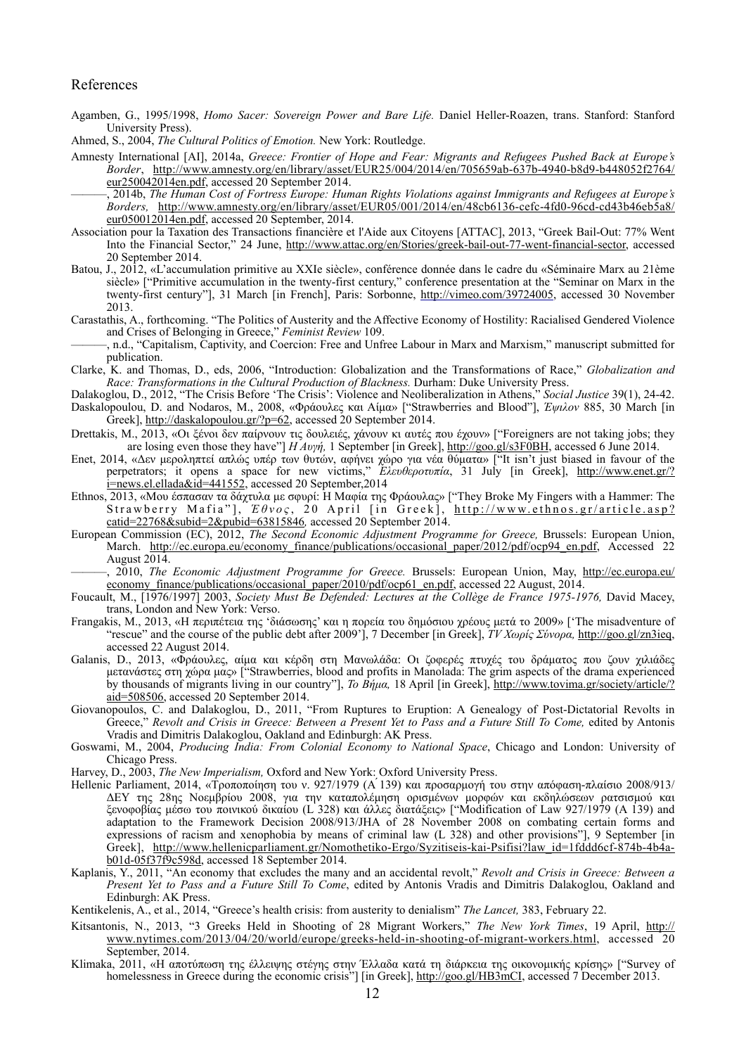## References

Agamben, G., 1995/1998, *Homo Sacer: Sovereign Power and Bare Life.* Daniel Heller-Roazen, trans. Stanford: Stanford University Press).

Ahmed, S., 2004, *The Cultural Politics of Emotion.* New York: Routledge.

Amnesty International [AI], 2014a, *Greece: Frontier of Hope and Fear: Migrants and Refugees Pushed Back at Europe's Border*, http://www.amnesty.org/en/library/asset/EUR25/004/2014/en/705659ab-637b-4940-b8d9-b448052f2764/eur250042014en.pdf, accessed 20 September 2014.

———, 2014b, *The Human Cost of Fortress Europe: Human Rights Violations against Immigrants and Refugees at Europe's Borders,* http://www.amnesty.org/en/library/asset/EUR05/001/2014/en/48cb6136-cefc-4fd0-96cd-cd43b46eb5a8/eur050012014en.pdf, accessed 20 September, 2014.

Association pour la Taxation des Transactions financière et l'Aide aux Citoyens [ATTAC], 2013, "Greek Bail-Out: 77% Went Into the Financial Sector," 24 June, http://www.attac.org/en/Stories/greek-bail-out-77-went-financial-sector, accessed 20 September 2014.

Batou, J., 2012, «L'accumulation primitive au XXIe siècle», conférence donnée dans le cadre du «Séminaire Marx au 21ème siècle» ["Primitive accumulation in the twenty-first century," conference presentation at the "Seminar on Marx in the twenty-first century"], 31 March [in French], Paris: Sorbonne, http://vimeo.com/39724005, accessed 30 November 2013.

Carastathis, A., forthcoming. "The Politics of Austerity and the Affective Economy of Hostility: Racialised Gendered Violence and Crises of Belonging in Greece," *Feminist Review* 109.

———, n.d., "Capitalism, Captivity, and Coercion: Free and Unfree Labour in Marx and Marxism," manuscript submitted for publication.

Clarke, K. and Thomas, D., eds, 2006, "Introduction: Globalization and the Transformations of Race," *Globalization and Race: Transformations in the Cultural Production of Blackness.* Durham: Duke University Press.

Dalakoglou, D., 2012, "The Crisis Before 'The Crisis': Violence and Neoliberalization in Athens," *Social Justice* 39(1), 24-42.

Daskalopoulou, D. and Nodaros, M., 2008, «Φράουλες και Αίμα» ["Strawberries and Blood"], *Έψιλον* 885, 30 March [in Greek], http://daskalopoulou.gr/?p=62, accessed 20 September 2014.

Drettakis, M., 2013, «Οι ξένοι δεν παίρνουν τις δουλειές, χάνουν κι αυτές που έχουν» ["Foreigners are not taking jobs; they are losing even those they have"] *Η Αυγή,* 1 September [in Greek], http://goo.gl/s3F0BH, accessed 6 June 2014.

Enet, 2014, «Δεν μεροληπτεί απλώς υπέρ των θυτών, αφήνει χώρο για νέα θύματα» ["It isn't just biased in favour of the perpetrators; it opens a space for new victims," *Ελευθεροτυπία*, 31 July [in Greek], http://www.enet.gr/?i=news.el.ellada&id=441552, accessed 20 September,2014

Ethnos, 2013, «Μου έσπασαν τα δάχτυλα με σφυρί: Η Μαφία της Φράουλας» ["They Broke My Fingers with a Hammer: The Strawberry Mafia"], *Έθνος*, 20 April [in Greek], http://www.ethnos.gr/article.asp?catid=22768&subid=2&pubid=63815846*,* accessed 20 September 2014.

European Commission (EC), 2012, *The Second Economic Adjustment Programme for Greece,* Brussels: European Union, March. http://ec.europa.eu/economy_finance/publications/occasional_paper/2012/pdf/ocp94_en.pdf, Accessed 22 August 2014.

———, 2010, *The Economic Adjustment Programme for Greece.* Brussels: European Union, May, http://ec.europa.eu/economy_finance/publications/occasional_paper/2010/pdf/ocp61_en.pdf, accessed 22 August, 2014.

Foucault, M., [1976/1997] 2003, *Society Must Be Defended: Lectures at the Collège de France 1975-1976,* David Macey, trans, London and New York: Verso.

Frangakis, M., 2013, «Η περιπέτεια της 'διάσωσης' και η πορεία του δημόσιου χρέους μετά το 2009» ['The misadventure of "rescue" and the course of the public debt after 2009'], 7 December [in Greek], *TV Χωρίς Σύνορα,* http://goo.gl/zn3ieq, accessed 22 August 2014.

Galanis, D., 2013, «Φράουλες, αίμα και κέρδη στη Μανωλάδα: Οι ζοφερές πτυχές του δράματος που ζουν χιλιάδες μετανάστες στη χώρα μας» ["Strawberries, blood and profits in Manolada: The grim aspects of the drama experienced by thousands of migrants living in our country"], *Το Βήμα,* 18 April [in Greek], http://www.tovima.gr/society/article/?aid=508506, accessed 20 September 2014.

Giovanopoulos, C. and Dalakoglou, D., 2011, "From Ruptures to Eruption: A Genealogy of Post-Dictatorial Revolts in Greece," *Revolt and Crisis in Greece: Between a Present Yet to Pass and a Future Still To Come,* edited by Antonis Vradis and Dimitris Dalakoglou, Oakland and Edinburgh: AK Press.

Goswami, M., 2004, *Producing India: From Colonial Economy to National Space*, Chicago and London: University of Chicago Press.

Harvey, D., 2003, *The New Imperialism,* Oxford and New York: Oxford University Press.

Hellenic Parliament, 2014, «Τροποποίηση του ν. 927/1979 (Α΄ 139) και προσαρμογή του στην απόφαση-πλαίσιο 2008/913/ΔΕΥ της 28ης Νοεμβρίου 2008, για την καταπολέμηση ορισμένων μορφών και εκδηλώσεων ρατσισμού και ξενοφοβίας μέσω του ποινικού δικαίου (L 328) και άλλες διατάξεις» ["Modification of Law 927/1979 (A 139) and adaptation to the Framework Decision 2008/913/JHA of 28 November 2008 on combating certain forms and expressions of racism and xenophobia by means of criminal law (L 328) and other provisions"], 9 September [in Greek], http://www.hellenicparliament.gr/Nomothetiko-Ergo/Syzitiseis-kai-Psifisi?law_id=1fddd6cf-874b-4b4a-b01d-05f37f9c598d, accessed 18 September 2014.

Kaplanis, Y., 2011, "An economy that excludes the many and an accidental revolt," *Revolt and Crisis in Greece: Between a Present Yet to Pass and a Future Still To Come*, edited by Antonis Vradis and Dimitris Dalakoglou, Oakland and Edinburgh: AK Press.

Kentikelenis, A., et al., 2014, "Greece's health crisis: from austerity to denialism" *The Lancet,* 383, February 22.

Kitsantonis, N., 2013, "3 Greeks Held in Shooting of 28 Migrant Workers," *The New York Times*, 19 April, http://www.nytimes.com/2013/04/20/world/europe/greeks-held-in-shooting-of-migrant-workers.html, accessed 20 September, 2014.

Klimaka, 2011, «Η αποτύπωση της έλλειψης στέγης στην Έλλαδα κατά τη διάρκεια της οικονομικής κρίσης» ["Survey of homelessness in Greece during the economic crisis"] [in Greek], http://goo.gl/HB3mCI, accessed 7 December 2013.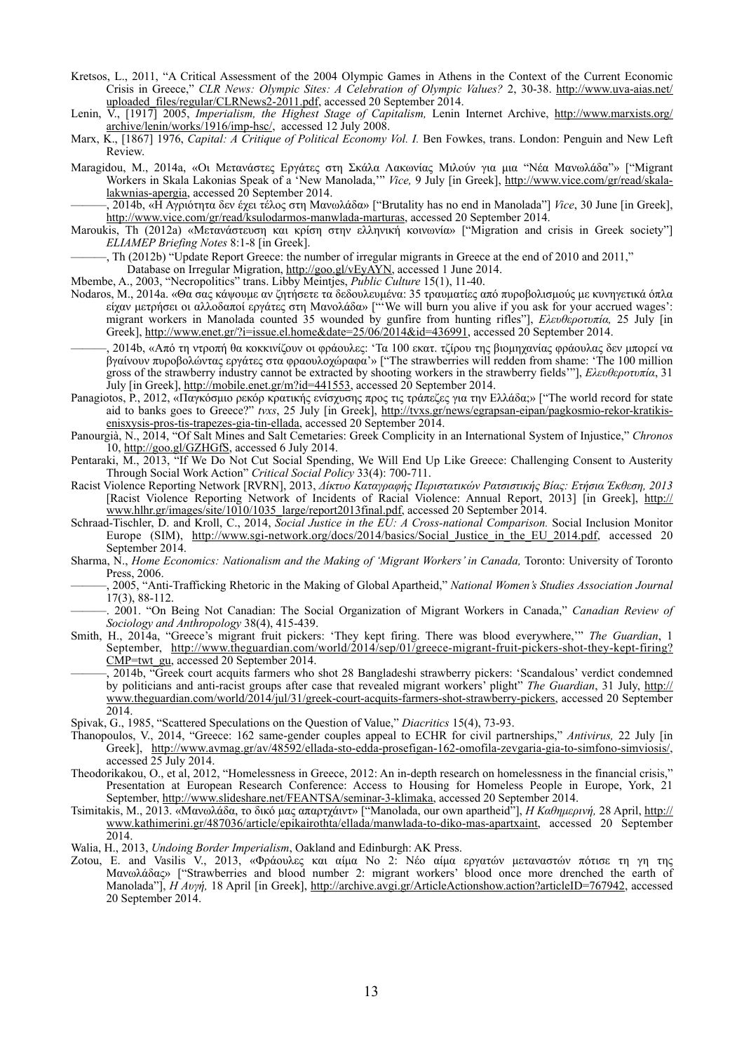Kretsos, L., 2011, "A Critical Assessment of the 2004 Olympic Games in Athens in the Context of the Current Economic Crisis in Greece," *CLR News: Olympic Sites: A Celebration of Olympic Values?* 2, 30-38. http://www.uva-aias.net/uploaded_files/regular/CLRNews2-2011.pdf, accessed 20 September 2014.

Lenin, V., [1917] 2005, *Imperialism, the Highest Stage of Capitalism,* Lenin Internet Archive, http://www.marxists.org/archive/lenin/works/1916/imp-hsc/, accessed 12 July 2008.

Marx, K., [1867] 1976, *Capital: A Critique of Political Economy Vol. I.* Ben Fowkes, trans. London: Penguin and New Left Review.

Maragidou, M., 2014a, «Οι Μετανάστες Εργάτες στη Σκάλα Λακωνίας Μιλούν για μια "Νέα Μανωλάδα"» ["Migrant Workers in Skala Lakonias Speak of a 'New Manolada,'" *Vice,* 9 July [in Greek], http://www.vice.com/gr/read/skala-lakwnias-apergia, accessed 20 September 2014.

———, 2014b, «Η Αγριότητα δεν έχει τέλος στη Μανωλάδα» ["Brutality has no end in Manolada"] *Vice*, 30 June [in Greek], http://www.vice.com/gr/read/ksulodarmos-manwlada-marturas, accessed 20 September 2014.

Maroukis, Th (2012a) «Μετανάστευση και κρίση στην ελληνική κοινωνία» ["Migration and crisis in Greek society"] *ELIAMEP Briefing Notes* 8:1-8 [in Greek].

———, Th (2012b) "Update Report Greece: the number of irregular migrants in Greece at the end of 2010 and 2011," Database on Irregular Migration, http://goo.gl/vEyAYN, accessed 1 June 2014.

Mbembe, A., 2003, "Necropolitics" trans. Libby Meintjes, *Public Culture* 15(1), 11-40.

Nodaros, M., 2014a. «Θα σας κάψουμε αν ζητήσετε τα δεδουλευμένα: 35 τραυματίες από πυροβολισμούς με κυνηγετικά όπλα είχαν μετρήσει οι αλλοδαποί εργάτες στη Μανολάδα» ["'We will burn you alive if you ask for your accrued wages': migrant workers in Manolada counted 35 wounded by gunfire from hunting rifles"], *Ελευθεροτυπία,* 25 July [in Greek], http://www.enet.gr/?i=issue.el.home&date=25/06/2014&id=436991, accessed 20 September 2014.

———, 2014b, «Από τη ντροπή θα κοκκινίζουν οι φράουλες: 'Τα 100 εκατ. τζίρου της βιομηχανίας φράουλας δεν μπορεί να βγαίνουν πυροβολώντας εργάτες στα φραουλοχώραφα'» ["The strawberries will redden from shame: 'The 100 million gross of the strawberry industry cannot be extracted by shooting workers in the strawberry fields'"], *Ελευθεροτυπία*, 31 July [in Greek], http://mobile.enet.gr/m?id=441553, accessed 20 September 2014.

Panagiotos, P., 2012, «Παγκόσμιο ρεκόρ κρατικής ενίσχυσης προς τις τράπεζες για την Ελλάδα;» ["The world record for state aid to banks goes to Greece?" *tvxs*, 25 July [in Greek], http://tvxs.gr/news/egrapsan-eipan/pagkosmio-rekor-kratikis-enisxysis-pros-tis-trapezes-gia-tin-ellada, accessed 20 September 2014.

Panourgià, N., 2014, "Of Salt Mines and Salt Cemetaries: Greek Complicity in an International System of Injustice," *Chronos* 10, http://goo.gl/GZHGfS, accessed 6 July 2014.

Pentaraki, M., 2013, "If We Do Not Cut Social Spending, We Will End Up Like Greece: Challenging Consent to Austerity Through Social Work Action" *Critical Social Policy* 33(4): 700-711.

Racist Violence Reporting Network [RVRN], 2013, *Δίκτυο Καταγραφής Περιστατικών Ρατσιστικής Βίας: Ετήσια Έκθεση, 2013* [Racist Violence Reporting Network of Incidents of Racial Violence: Annual Report, 2013] [in Greek], http://www.hlhr.gr/images/site/1010/1035_large/report2013final.pdf, accessed 20 September 2014.

Schraad-Tischler, D. and Kroll, C., 2014, *Social Justice in the EU: A Cross-national Comparison.* Social Inclusion Monitor Europe (SIM), http://www.sgi-network.org/docs/2014/basics/Social_Justice_in_the_EU_2014.pdf, accessed 20 September 2014.

Sharma, N., *Home Economics: Nationalism and the Making of 'Migrant Workers' in Canada,* Toronto: University of Toronto Press, 2006.

———, 2005, "Anti-Trafficking Rhetoric in the Making of Global Apartheid," *National Women's Studies Association Journal* 17(3), 88-112.

———. 2001. "On Being Not Canadian: The Social Organization of Migrant Workers in Canada," *Canadian Review of Sociology and Anthropology* 38(4), 415-439.

Smith, H., 2014a, "Greece's migrant fruit pickers: 'They kept firing. There was blood everywhere,'" *The Guardian*, 1 September, http://www.theguardian.com/world/2014/sep/01/greece-migrant-fruit-pickers-shot-they-kept-firing?CMP=twt_gu, accessed 20 September 2014.

———, 2014b, "Greek court acquits farmers who shot 28 Bangladeshi strawberry pickers: 'Scandalous' verdict condemned by politicians and anti-racist groups after case that revealed migrant workers' plight" *The Guardian*, 31 July, http://www.theguardian.com/world/2014/jul/31/greek-court-acquits-farmers-shot-strawberry-pickers, accessed 20 September 2014.

Spivak, G., 1985, "Scattered Speculations on the Question of Value," *Diacritics* 15(4), 73-93.

Thanopoulos, V., 2014, "Greece: 162 same-gender couples appeal to ECHR for civil partnerships," *Antivirus,* 22 July [in Greek], http://www.avmag.gr/av/48592/ellada-sto-edda-prosefigan-162-omofila-zevgaria-gia-to-simfono-simviosis/, accessed 25 July 2014.

Theodorikakou, O., et al, 2012, "Homelessness in Greece, 2012: An in-depth research on homelessness in the financial crisis," Presentation at European Research Conference: Access to Housing for Homeless People in Europe, York, 21 September, http://www.slideshare.net/FEANTSA/seminar-3-klimaka, accessed 20 September 2014.

Tsimitakis, M., 2013. «Μανωλάδα, το δικό μας απαρτχάιντ» ["Manolada, our own apartheid"], *Η Καθημερινή,* 28 April, http://www.kathimerini.gr/487036/article/epikairothta/ellada/manwlada-to-diko-mas-apartxaint, accessed 20 September 2014.

Walia, H., 2013, *Undoing Border Imperialism*, Oakland and Edinburgh: AK Press.

Zotou, E. and Vasilis V., 2013, «Φράουλες και αίμα Νο 2: Νέο αίμα εργατών μεταναστών πότισε τη γη της Μανωλάδας» ["Strawberries and blood number 2: migrant workers' blood once more drenched the earth of Manolada"], *Η Αυγή,* 18 April [in Greek], http://archive.avgi.gr/ArticleActionshow.action?articleID=767942, accessed 20 September 2014.